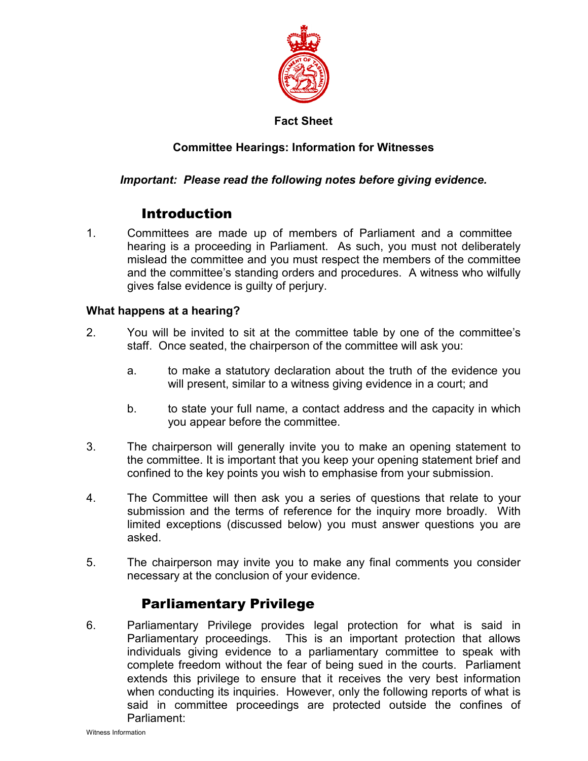**Fact Sheet**

**Committee Hearings: Information for Witnesses**

***Important: Please read the following notes before giving evidence.***

## Introduction

1. Committees are made up of members of Parliament and a committee hearing is a proceeding in Parliament. As such, you must not deliberately mislead the committee and you must respect the members of the committee and the committee's standing orders and procedures. A witness who wilfully gives false evidence is guilty of perjury.

### What happens at a hearing?

2. You will be invited to sit at the committee table by one of the committee's staff. Once seated, the chairperson of the committee will ask you:

   a. to make a statutory declaration about the truth of the evidence you will present, similar to a witness giving evidence in a court; and

   b. to state your full name, a contact address and the capacity in which you appear before the committee.

3. The chairperson will generally invite you to make an opening statement to the committee. It is important that you keep your opening statement brief and confined to the key points you wish to emphasise from your submission.

4. The Committee will then ask you a series of questions that relate to your submission and the terms of reference for the inquiry more broadly. With limited exceptions (discussed below) you must answer questions you are asked.

5. The chairperson may invite you to make any final comments you consider necessary at the conclusion of your evidence.

## Parliamentary Privilege

6. Parliamentary Privilege provides legal protection for what is said in Parliamentary proceedings. This is an important protection that allows individuals giving evidence to a parliamentary committee to speak with complete freedom without the fear of being sued in the courts. Parliament extends this privilege to ensure that it receives the very best information when conducting its inquiries. However, only the following reports of what is said in committee proceedings are protected outside the confines of Parliament: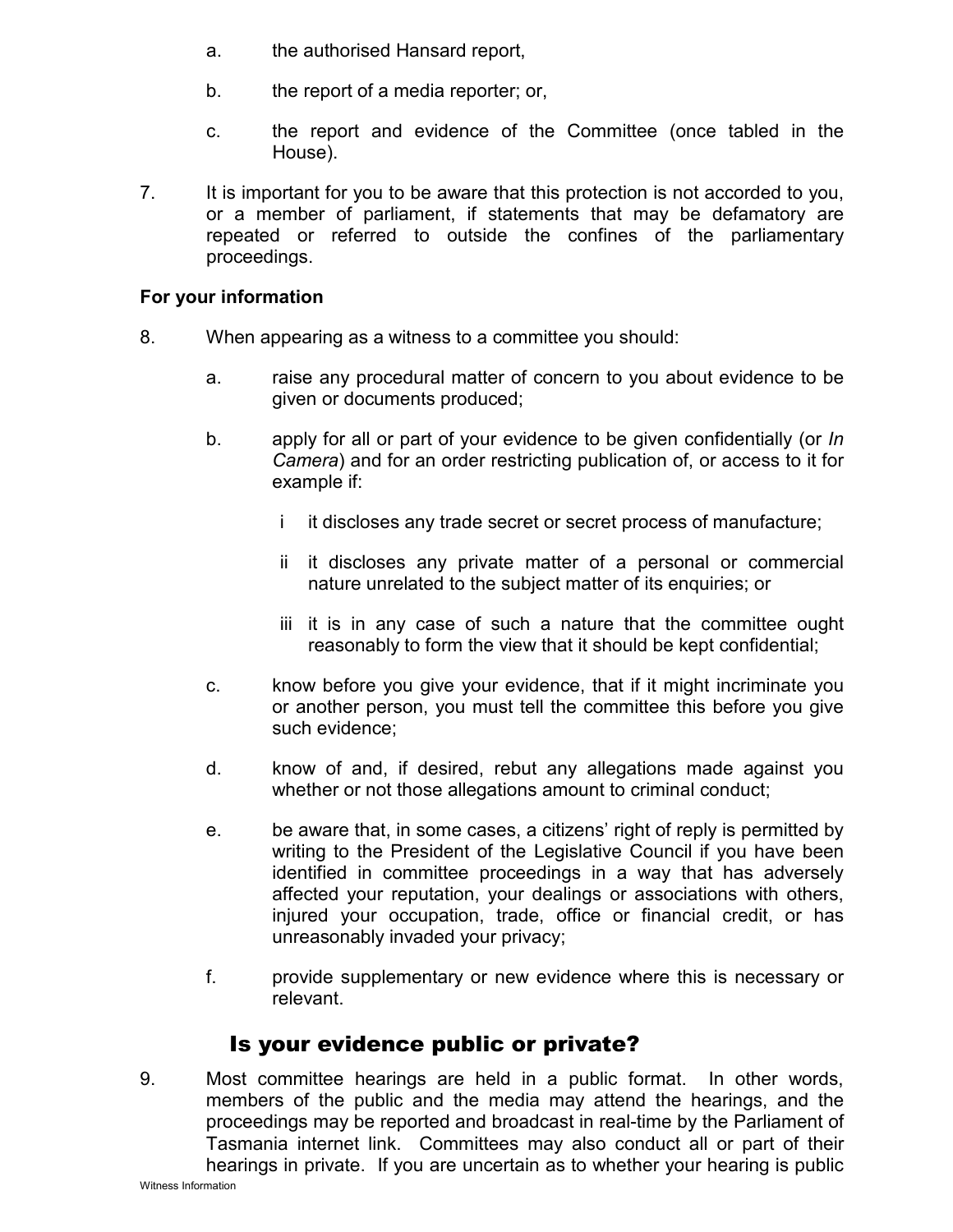a. the authorised Hansard report,

b. the report of a media reporter; or,

c. the report and evidence of the Committee (once tabled in the House).

7. It is important for you to be aware that this protection is not accorded to you, or a member of parliament, if statements that may be defamatory are repeated or referred to outside the confines of the parliamentary proceedings.

**For your information**

8. When appearing as a witness to a committee you should:

   a. raise any procedural matter of concern to you about evidence to be given or documents produced;

   b. apply for all or part of your evidence to be given confidentially (or *In Camera*) and for an order restricting publication of, or access to it for example if:

      i it discloses any trade secret or secret process of manufacture;

      ii it discloses any private matter of a personal or commercial nature unrelated to the subject matter of its enquiries; or

      iii it is in any case of such a nature that the committee ought reasonably to form the view that it should be kept confidential;

   c. know before you give your evidence, that if it might incriminate you or another person, you must tell the committee this before you give such evidence;

   d. know of and, if desired, rebut any allegations made against you whether or not those allegations amount to criminal conduct;

   e. be aware that, in some cases, a citizens' right of reply is permitted by writing to the President of the Legislative Council if you have been identified in committee proceedings in a way that has adversely affected your reputation, your dealings or associations with others, injured your occupation, trade, office or financial credit, or has unreasonably invaded your privacy;

   f. provide supplementary or new evidence where this is necessary or relevant.

## Is your evidence public or private?

9. Most committee hearings are held in a public format. In other words, members of the public and the media may attend the hearings, and the proceedings may be reported and broadcast in real-time by the Parliament of Tasmania internet link. Committees may also conduct all or part of their hearings in private. If you are uncertain as to whether your hearing is public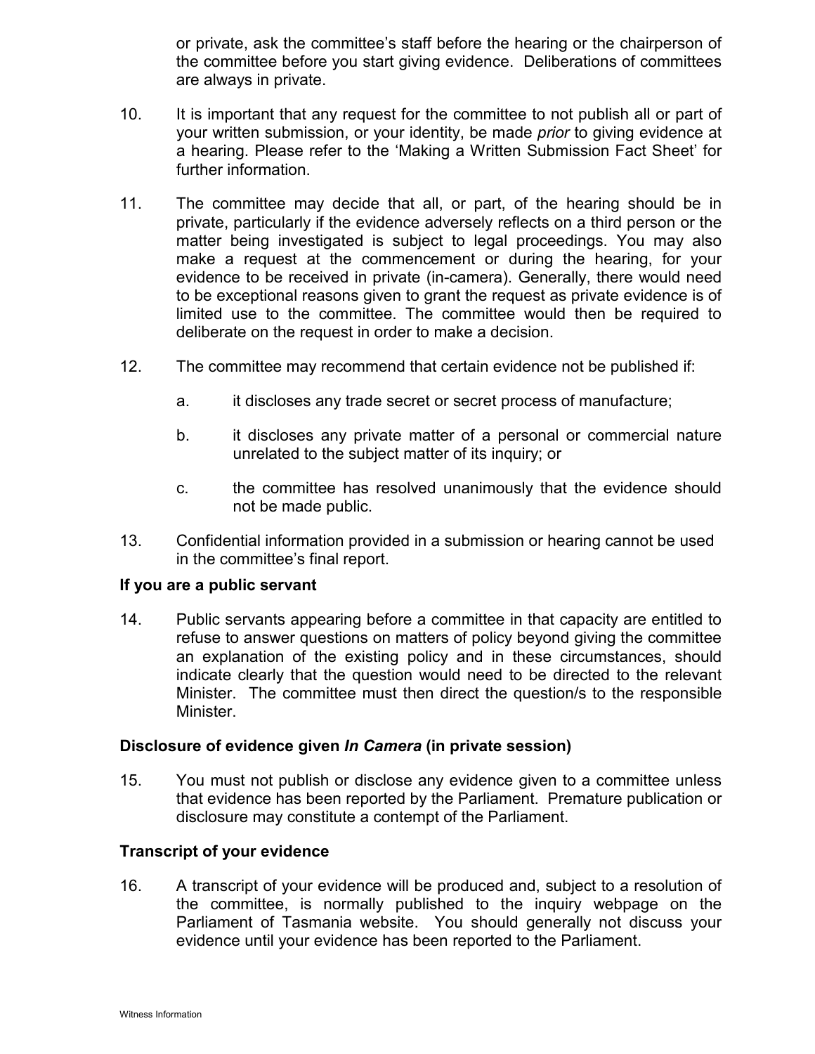or private, ask the committee's staff before the hearing or the chairperson of the committee before you start giving evidence. Deliberations of committees are always in private.

10. It is important that any request for the committee to not publish all or part of your written submission, or your identity, be made *prior* to giving evidence at a hearing. Please refer to the 'Making a Written Submission Fact Sheet' for further information.

11. The committee may decide that all, or part, of the hearing should be in private, particularly if the evidence adversely reflects on a third person or the matter being investigated is subject to legal proceedings. You may also make a request at the commencement or during the hearing, for your evidence to be received in private (in-camera). Generally, there would need to be exceptional reasons given to grant the request as private evidence is of limited use to the committee. The committee would then be required to deliberate on the request in order to make a decision.

12. The committee may recommend that certain evidence not be published if:

    a. it discloses any trade secret or secret process of manufacture;

    b. it discloses any private matter of a personal or commercial nature unrelated to the subject matter of its inquiry; or

    c. the committee has resolved unanimously that the evidence should not be made public.

13. Confidential information provided in a submission or hearing cannot be used in the committee's final report.

### If you are a public servant

14. Public servants appearing before a committee in that capacity are entitled to refuse to answer questions on matters of policy beyond giving the committee an explanation of the existing policy and in these circumstances, should indicate clearly that the question would need to be directed to the relevant Minister. The committee must then direct the question/s to the responsible Minister.

### Disclosure of evidence given *In Camera* (in private session)

15. You must not publish or disclose any evidence given to a committee unless that evidence has been reported by the Parliament. Premature publication or disclosure may constitute a contempt of the Parliament.

### Transcript of your evidence

16. A transcript of your evidence will be produced and, subject to a resolution of the committee, is normally published to the inquiry webpage on the Parliament of Tasmania website. You should generally not discuss your evidence until your evidence has been reported to the Parliament.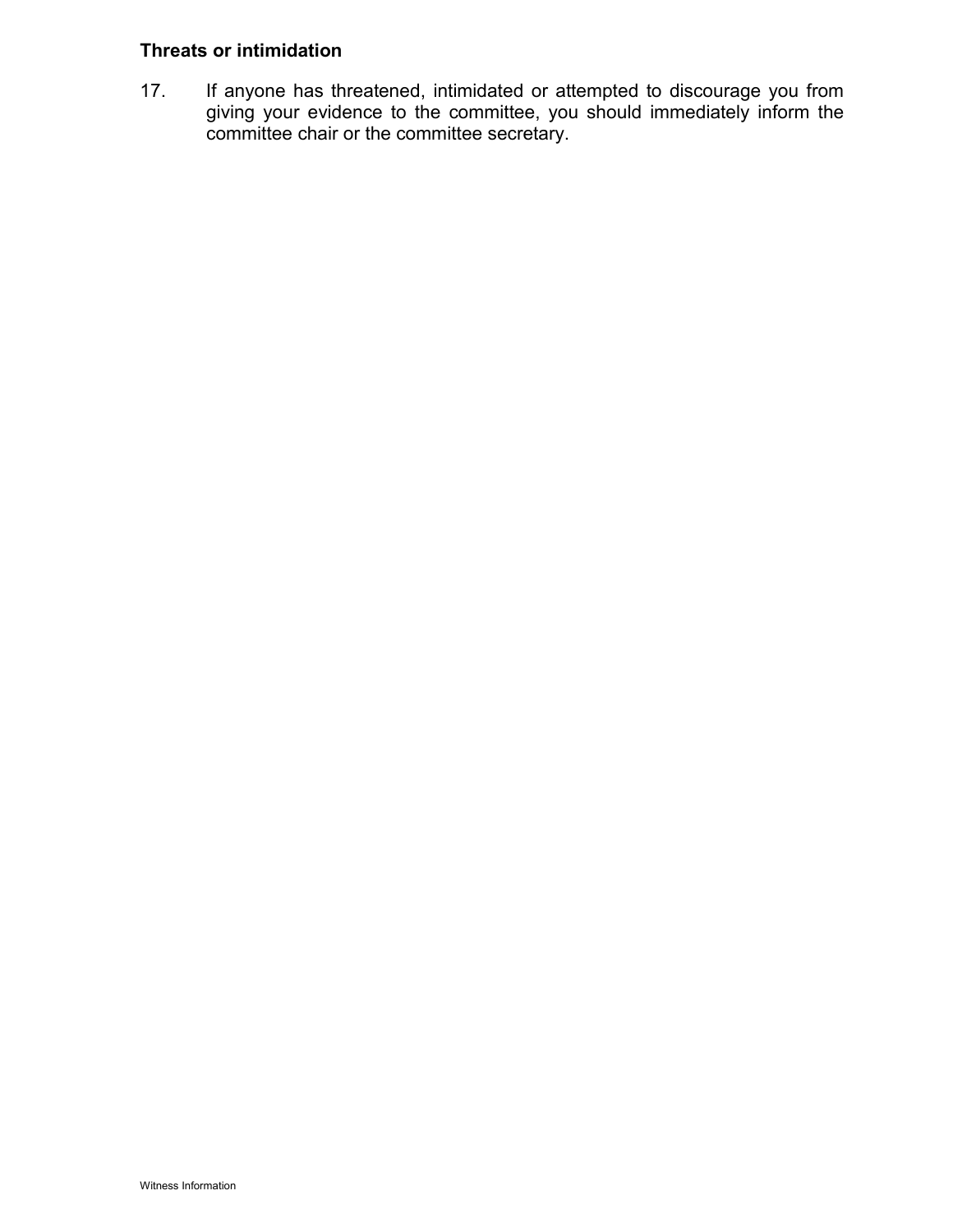**Threats or intimidation**

17. If anyone has threatened, intimidated or attempted to discourage you from giving your evidence to the committee, you should immediately inform the committee chair or the committee secretary.